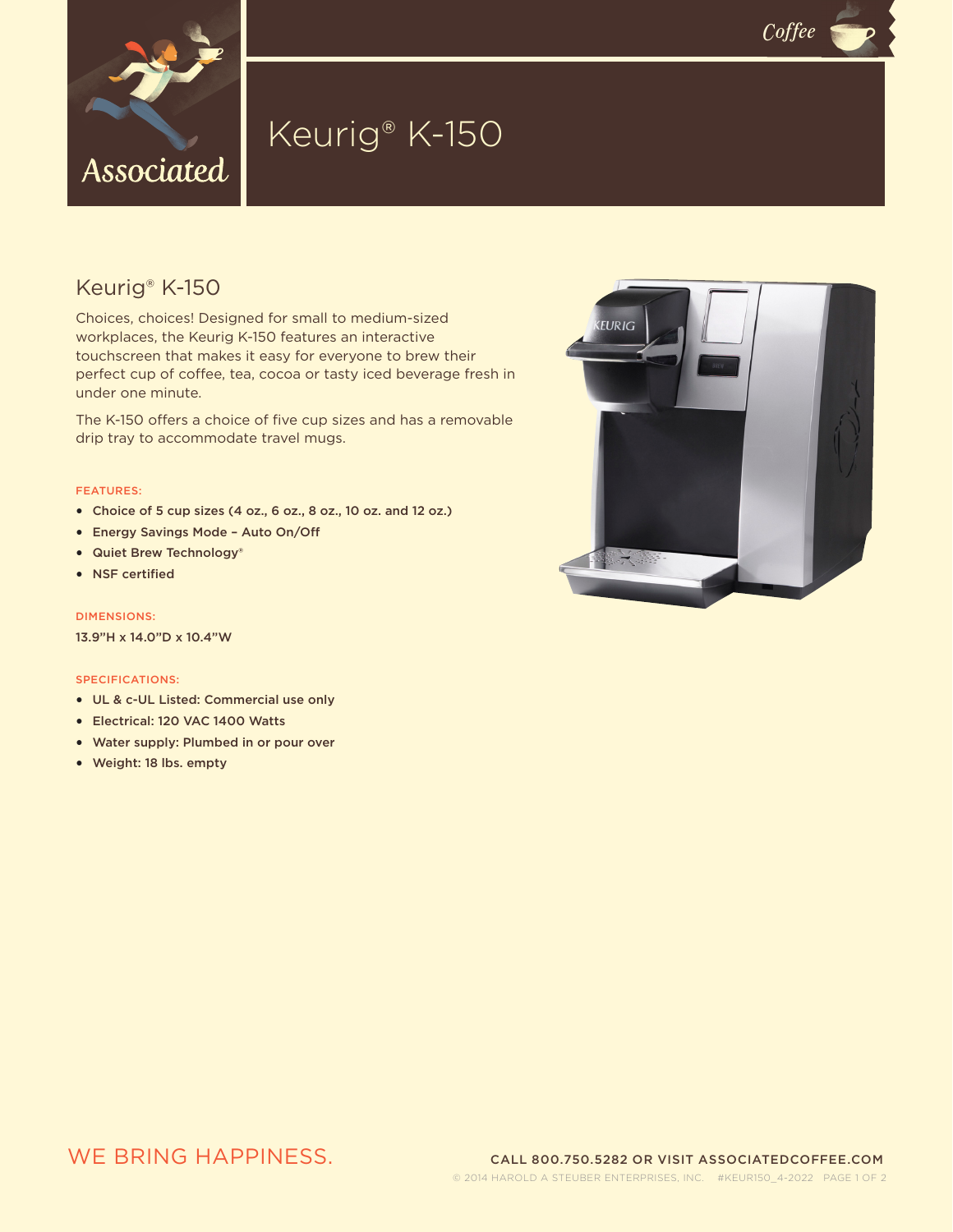# Keurig® K-150

## Keurig® K-150

Choices, choices! Designed for small to medium-sized workplaces, the Keurig K-150 features an interactive touchscreen that makes it easy for everyone to brew their perfect cup of coffee, tea, cocoa or tasty iced beverage fresh in under one minute.

The K-150 offers a choice of five cup sizes and has a removable drip tray to accommodate travel mugs.

### FEATURES:

- Choice of 5 cup sizes (4 oz., 6 oz., 8 oz., 10 oz. and 12 oz.)
- Energy Savings Mode – Auto On/Off
- Quiet Brew Technology®
- NSF certified

### DIMENSIONS:

13.9"H x 14.0"D x 10.4"W

### SPECIFICATIONS:

- UL & c-UL Listed: Commercial use only
- Electrical: 120 VAC 1400 Watts
- Water supply: Plumbed in or pour over
- Weight: 18 lbs. empty

WE BRING HAPPINESS.

CALL 800.750.5282 OR VISIT ASSOCIATEDCOFFEE.COM

© 2014 HAROLD A STEUBER ENTERPRISES, INC. #KEUR150_4-2022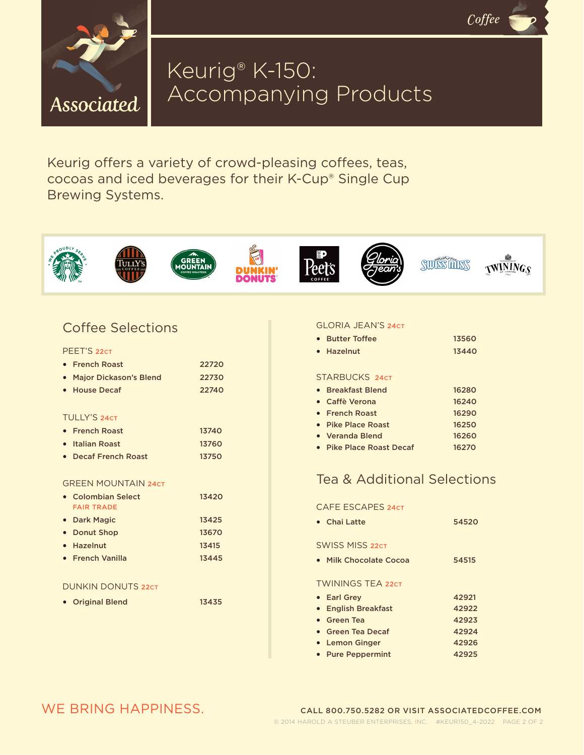Coffee

# Keurig® K-150: Accompanying Products

Keurig offers a variety of crowd-pleasing coffees, teas, cocoas and iced beverages for their K-Cup® Single Cup Brewing Systems.

## Coffee Selections

### PEET'S 22CT

| | |
|---|---|
| • French Roast | 22720 |
| • Major Dickason's Blend | 22730 |
| • House Decaf | 22740 |

### TULLY'S 24CT

| | |
|---|---|
| • French Roast | 13740 |
| • Italian Roast | 13760 |
| • Decaf French Roast | 13750 |

### GREEN MOUNTAIN 24CT

| | |
|---|---|
| • Colombian Select FAIR TRADE | 13420 |
| • Dark Magic | 13425 |
| • Donut Shop | 13670 |
| • Hazelnut | 13415 |
| • French Vanilla | 13445 |

### DUNKIN DONUTS 22CT

| | |
|---|---|
| • Original Blend | 13435 |

### GLORIA JEAN'S 24CT

| | |
|---|---|
| • Butter Toffee | 13560 |
| • Hazelnut | 13440 |

### STARBUCKS 24CT

| | |
|---|---|
| • Breakfast Blend | 16280 |
| • Caffè Verona | 16240 |
| • French Roast | 16290 |
| • Pike Place Roast | 16250 |
| • Veranda Blend | 16260 |
| • Pike Place Roast Decaf | 16270 |

## Tea & Additional Selections

### CAFE ESCAPES 24CT

| | |
|---|---|
| • Chai Latte | 54520 |

### SWISS MISS 22CT

| | |
|---|---|
| • Milk Chocolate Cocoa | 54515 |

### TWININGS TEA 22CT

| | |
|---|---|
| • Earl Grey | 42921 |
| • English Breakfast | 42922 |
| • Green Tea | 42923 |
| • Green Tea Decaf | 42924 |
| • Lemon Ginger | 42926 |
| • Pure Peppermint | 42925 |

WE BRING HAPPINESS.

CALL 800.750.5282 OR VISIT ASSOCIATEDCOFFEE.COM

© 2014 HAROLD A STEUBER ENTERPRISES, INC. #KEUR150_4-2022